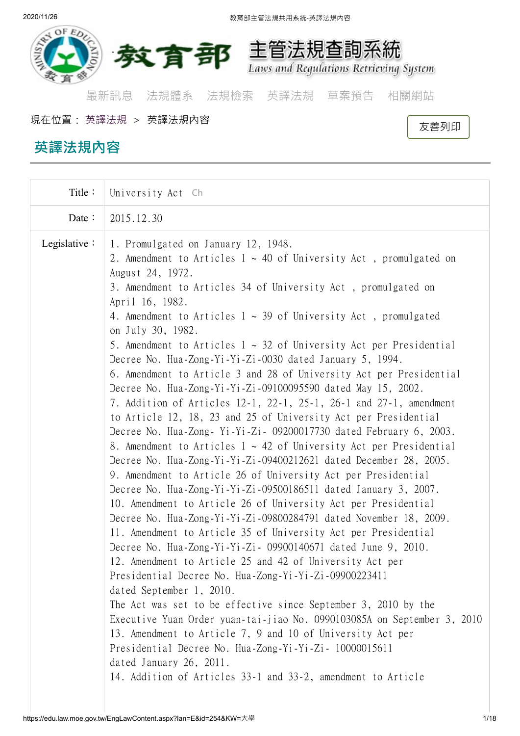教育部 主管法規查詢系統 Laws and Regulations Retrieving System

最新訊息 法規體系 法規檢索 英譯法規 草案預告 相關網站

現在位置： 英譯法規 > 英譯法規內容

友善列印

## 英譯法規內容

| | |
|---|---|
| Title： | University Act Ch |
| Date： | 2015.12.30 |
| Legislative： | 1. Promulgated on January 12, 1948.<br>2. Amendment to Articles 1 ~ 40 of University Act , promulgated on August 24, 1972.<br>3. Amendment to Articles 34 of University Act , promulgated on April 16, 1982.<br>4. Amendment to Articles 1 ~ 39 of University Act , promulgated on July 30, 1982.<br>5. Amendment to Articles 1 ~ 32 of University Act per Presidential Decree No. Hua-Zong-Yi-Yi-Zi-0030 dated January 5, 1994.<br>6. Amendment to Article 3 and 28 of University Act per Presidential Decree No. Hua-Zong-Yi-Yi-Zi-09100095590 dated May 15, 2002.<br>7. Addition of Articles 12-1, 22-1, 25-1, 26-1 and 27-1, amendment to Article 12, 18, 23 and 25 of University Act per Presidential Decree No. Hua-Zong- Yi-Yi-Zi- 09200017730 dated February 6, 2003.<br>8. Amendment to Articles 1 ~ 42 of University Act per Presidential Decree No. Hua-Zong-Yi-Yi-Zi-09400212621 dated December 28, 2005.<br>9. Amendment to Article 26 of University Act per Presidential Decree No. Hua-Zong-Yi-Yi-Zi-09500186511 dated January 3, 2007.<br>10. Amendment to Article 26 of University Act per Presidential Decree No. Hua-Zong-Yi-Yi-Zi-09800284791 dated November 18, 2009.<br>11. Amendment to Article 35 of University Act per Presidential Decree No. Hua-Zong-Yi-Yi-Zi- 09900140671 dated June 9, 2010.<br>12. Amendment to Article 25 and 42 of University Act per Presidential Decree No. Hua-Zong-Yi-Yi-Zi-09900223411 dated September 1, 2010.<br>The Act was set to be effective since September 3, 2010 by the Executive Yuan Order yuan-tai-jiao No. 0990103085A on September 3, 2010<br>13. Amendment to Article 7, 9 and 10 of University Act per Presidential Decree No. Hua-Zong-Yi-Yi-Zi- 10000015611 dated January 26, 2011.<br>14. Addition of Articles 33-1 and 33-2, amendment to Article |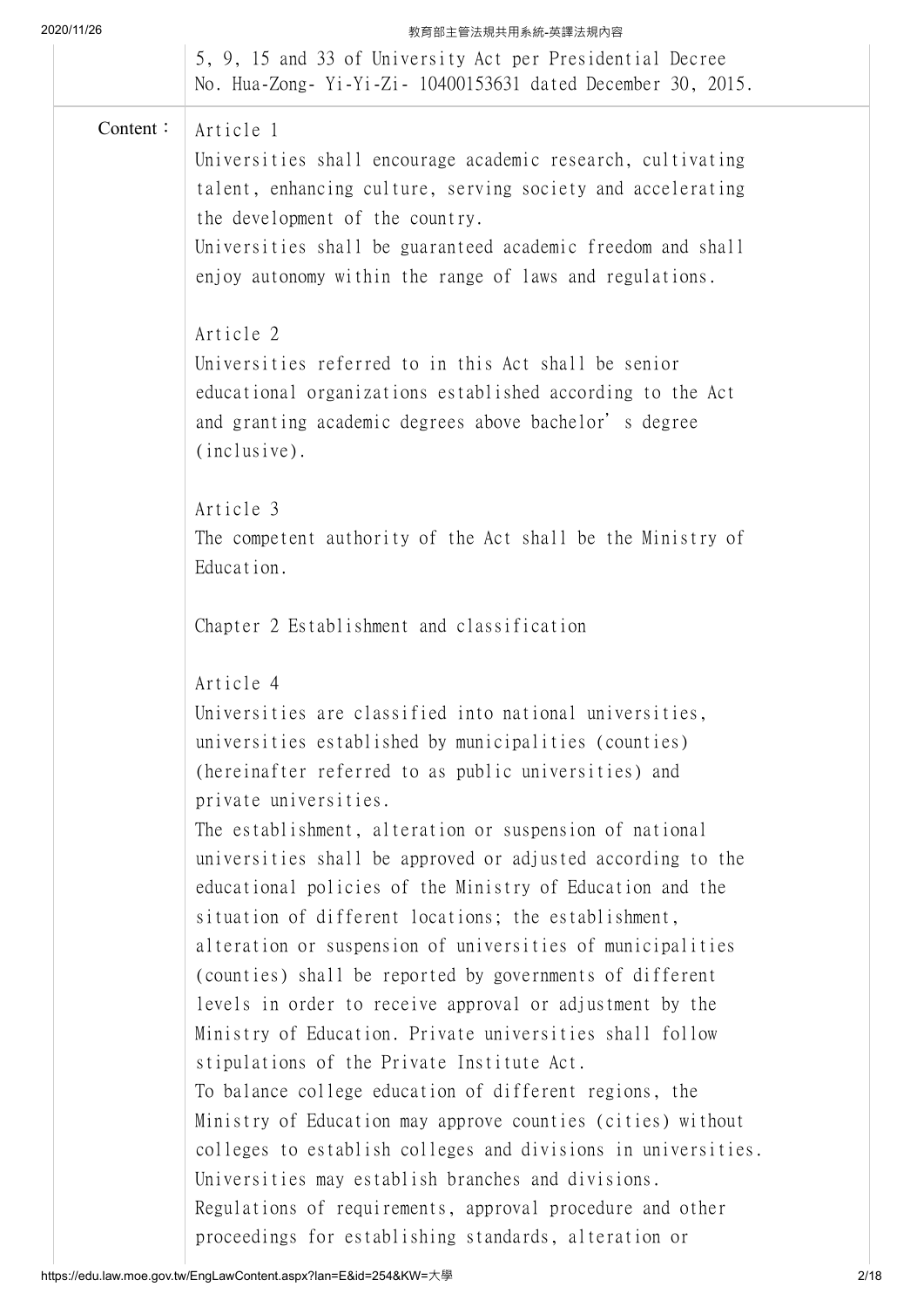5, 9, 15 and 33 of University Act per Presidential Decree No. Hua-Zong- Yi-Yi-Zi- 10400153631 dated December 30, 2015.

Content：

Article 1

Universities shall encourage academic research, cultivating talent, enhancing culture, serving society and accelerating the development of the country.

Universities shall be guaranteed academic freedom and shall enjoy autonomy within the range of laws and regulations.

Article 2

Universities referred to in this Act shall be senior educational organizations established according to the Act and granting academic degrees above bachelor’s degree (inclusive).

Article 3

The competent authority of the Act shall be the Ministry of Education.

## Chapter 2 Establishment and classification

Article 4

Universities are classified into national universities, universities established by municipalities (counties) (hereinafter referred to as public universities) and private universities.

The establishment, alteration or suspension of national universities shall be approved or adjusted according to the educational policies of the Ministry of Education and the situation of different locations; the establishment, alteration or suspension of universities of municipalities (counties) shall be reported by governments of different levels in order to receive approval or adjustment by the Ministry of Education. Private universities shall follow stipulations of the Private Institute Act.

To balance college education of different regions, the Ministry of Education may approve counties (cities) without colleges to establish colleges and divisions in universities. Universities may establish branches and divisions.

Regulations of requirements, approval procedure and other proceedings for establishing standards, alteration or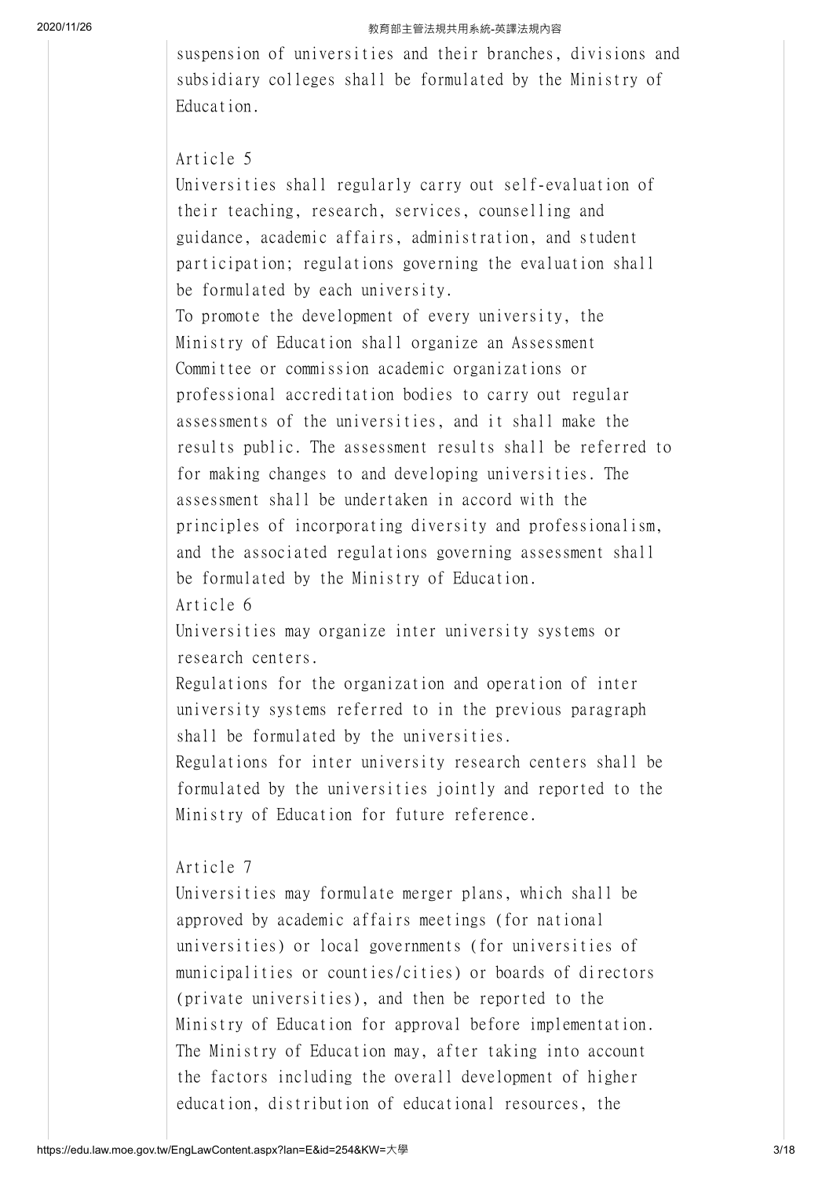suspension of universities and their branches, divisions and subsidiary colleges shall be formulated by the Ministry of Education.

Article 5

Universities shall regularly carry out self-evaluation of their teaching, research, services, counselling and guidance, academic affairs, administration, and student participation; regulations governing the evaluation shall be formulated by each university.

To promote the development of every university, the Ministry of Education shall organize an Assessment Committee or commission academic organizations or professional accreditation bodies to carry out regular assessments of the universities, and it shall make the results public. The assessment results shall be referred to for making changes to and developing universities. The assessment shall be undertaken in accord with the principles of incorporating diversity and professionalism, and the associated regulations governing assessment shall be formulated by the Ministry of Education.

Article 6

Universities may organize inter university systems or research centers.

Regulations for the organization and operation of inter university systems referred to in the previous paragraph shall be formulated by the universities.

Regulations for inter university research centers shall be formulated by the universities jointly and reported to the Ministry of Education for future reference.

Article 7

Universities may formulate merger plans, which shall be approved by academic affairs meetings (for national universities) or local governments (for universities of municipalities or counties/cities) or boards of directors (private universities), and then be reported to the Ministry of Education for approval before implementation.

The Ministry of Education may, after taking into account the factors including the overall development of higher education, distribution of educational resources, the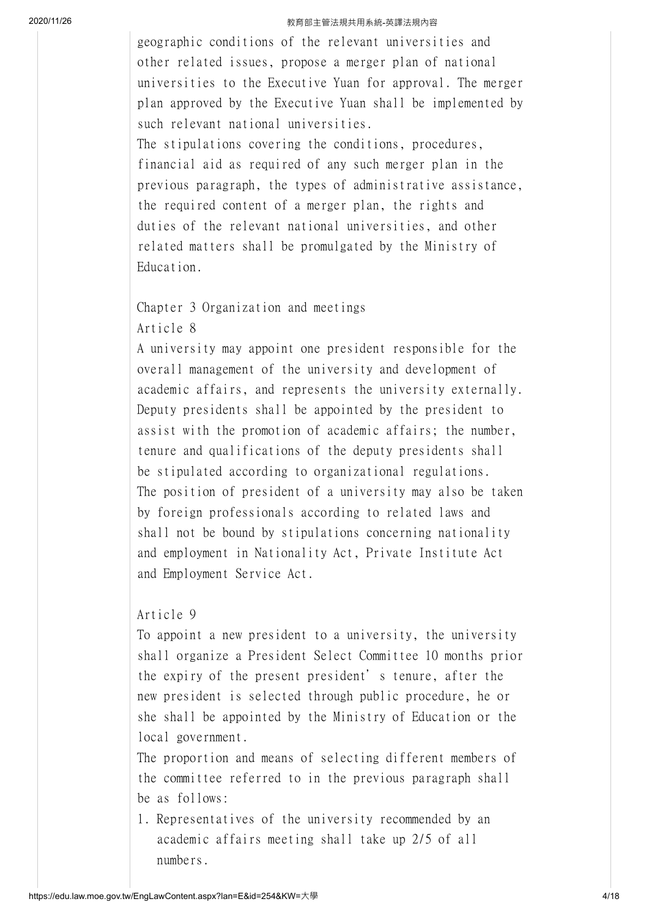geographic conditions of the relevant universities and other related issues, propose a merger plan of national universities to the Executive Yuan for approval. The merger plan approved by the Executive Yuan shall be implemented by such relevant national universities.

The stipulations covering the conditions, procedures, financial aid as required of any such merger plan in the previous paragraph, the types of administrative assistance, the required content of a merger plan, the rights and duties of the relevant national universities, and other related matters shall be promulgated by the Ministry of Education.

## Chapter 3 Organization and meetings

### Article 8

A university may appoint one president responsible for the overall management of the university and development of academic affairs, and represents the university externally. Deputy presidents shall be appointed by the president to assist with the promotion of academic affairs; the number, tenure and qualifications of the deputy presidents shall be stipulated according to organizational regulations.

The position of president of a university may also be taken by foreign professionals according to related laws and shall not be bound by stipulations concerning nationality and employment in Nationality Act, Private Institute Act and Employment Service Act.

### Article 9

To appoint a new president to a university, the university shall organize a President Select Committee 10 months prior the expiry of the present president’s tenure, after the new president is selected through public procedure, he or she shall be appointed by the Ministry of Education or the local government.

The proportion and means of selecting different members of the committee referred to in the previous paragraph shall be as follows:

1. Representatives of the university recommended by an academic affairs meeting shall take up 2/5 of all numbers.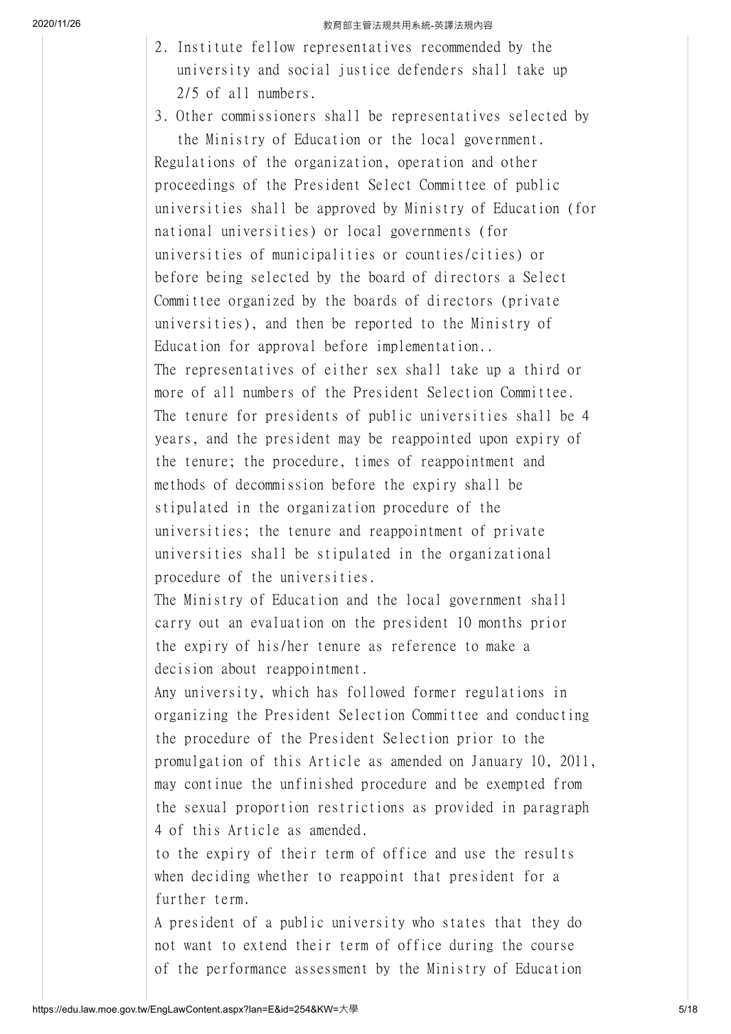2. Institute fellow representatives recommended by the university and social justice defenders shall take up 2/5 of all numbers.
3. Other commissioners shall be representatives selected by the Ministry of Education or the local government.

Regulations of the organization, operation and other proceedings of the President Select Committee of public universities shall be approved by Ministry of Education (for national universities) or local governments (for universities of municipalities or counties/cities) or before being selected by the board of directors a Select Committee organized by the boards of directors (private universities), and then be reported to the Ministry of Education for approval before implementation..

The representatives of either sex shall take up a third or more of all numbers of the President Selection Committee.

The tenure for presidents of public universities shall be 4 years, and the president may be reappointed upon expiry of the tenure; the procedure, times of reappointment and methods of decommission before the expiry shall be stipulated in the organization procedure of the universities; the tenure and reappointment of private universities shall be stipulated in the organizational procedure of the universities.

The Ministry of Education and the local government shall carry out an evaluation on the president 10 months prior the expiry of his/her tenure as reference to make a decision about reappointment.

Any university, which has followed former regulations in organizing the President Selection Committee and conducting the procedure of the President Selection prior to the promulgation of this Article as amended on January 10, 2011, may continue the unfinished procedure and be exempted from the sexual proportion restrictions as provided in paragraph 4 of this Article as amended.

to the expiry of their term of office and use the results when deciding whether to reappoint that president for a further term.

A president of a public university who states that they do not want to extend their term of office during the course of the performance assessment by the Ministry of Education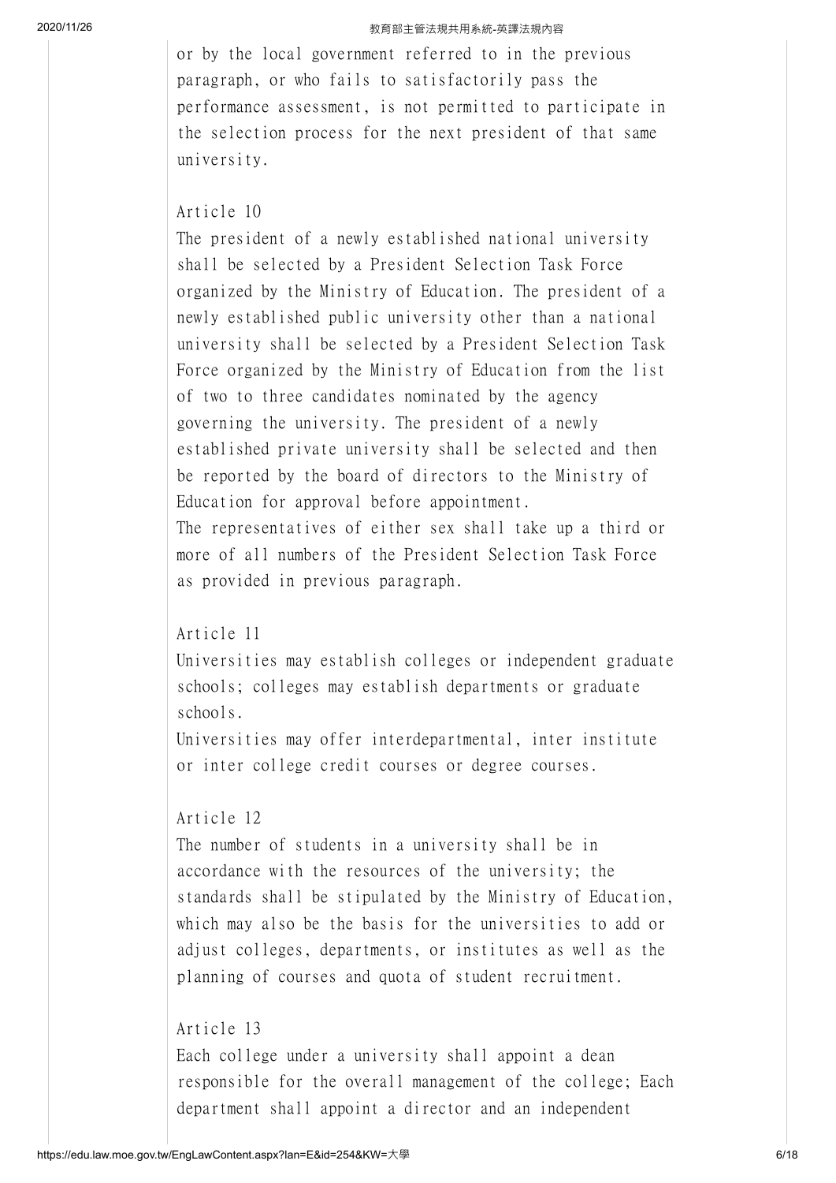or by the local government referred to in the previous paragraph, or who fails to satisfactorily pass the performance assessment, is not permitted to participate in the selection process for the next president of that same university.

Article 10

The president of a newly established national university shall be selected by a President Selection Task Force organized by the Ministry of Education. The president of a newly established public university other than a national university shall be selected by a President Selection Task Force organized by the Ministry of Education from the list of two to three candidates nominated by the agency governing the university. The president of a newly established private university shall be selected and then be reported by the board of directors to the Ministry of Education for approval before appointment.

The representatives of either sex shall take up a third or more of all numbers of the President Selection Task Force as provided in previous paragraph.

Article 11

Universities may establish colleges or independent graduate schools; colleges may establish departments or graduate schools.

Universities may offer interdepartmental, inter institute or inter college credit courses or degree courses.

Article 12

The number of students in a university shall be in accordance with the resources of the university; the standards shall be stipulated by the Ministry of Education, which may also be the basis for the universities to add or adjust colleges, departments, or institutes as well as the planning of courses and quota of student recruitment.

Article 13

Each college under a university shall appoint a dean responsible for the overall management of the college; Each department shall appoint a director and an independent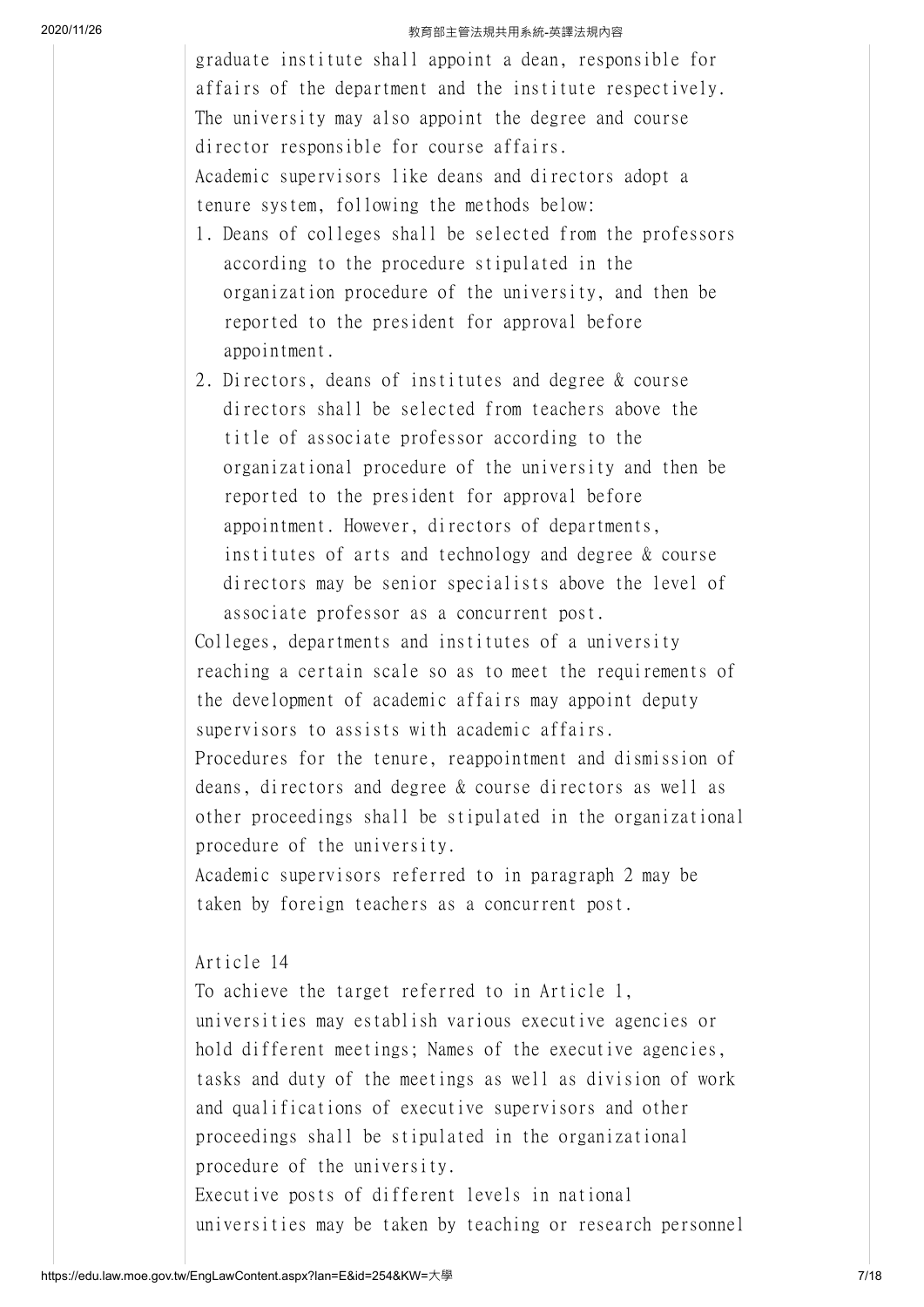graduate institute shall appoint a dean, responsible for affairs of the department and the institute respectively. The university may also appoint the degree and course director responsible for course affairs.

Academic supervisors like deans and directors adopt a tenure system, following the methods below:

1. Deans of colleges shall be selected from the professors according to the procedure stipulated in the organization procedure of the university, and then be reported to the president for approval before appointment.
2. Directors, deans of institutes and degree & course directors shall be selected from teachers above the title of associate professor according to the organizational procedure of the university and then be reported to the president for approval before appointment. However, directors of departments, institutes of arts and technology and degree & course directors may be senior specialists above the level of associate professor as a concurrent post.

Colleges, departments and institutes of a university reaching a certain scale so as to meet the requirements of the development of academic affairs may appoint deputy supervisors to assists with academic affairs.

Procedures for the tenure, reappointment and dismission of deans, directors and degree & course directors as well as other proceedings shall be stipulated in the organizational procedure of the university.

Academic supervisors referred to in paragraph 2 may be taken by foreign teachers as a concurrent post.

Article 14

To achieve the target referred to in Article 1, universities may establish various executive agencies or hold different meetings; Names of the executive agencies, tasks and duty of the meetings as well as division of work and qualifications of executive supervisors and other proceedings shall be stipulated in the organizational procedure of the university.

Executive posts of different levels in national universities may be taken by teaching or research personnel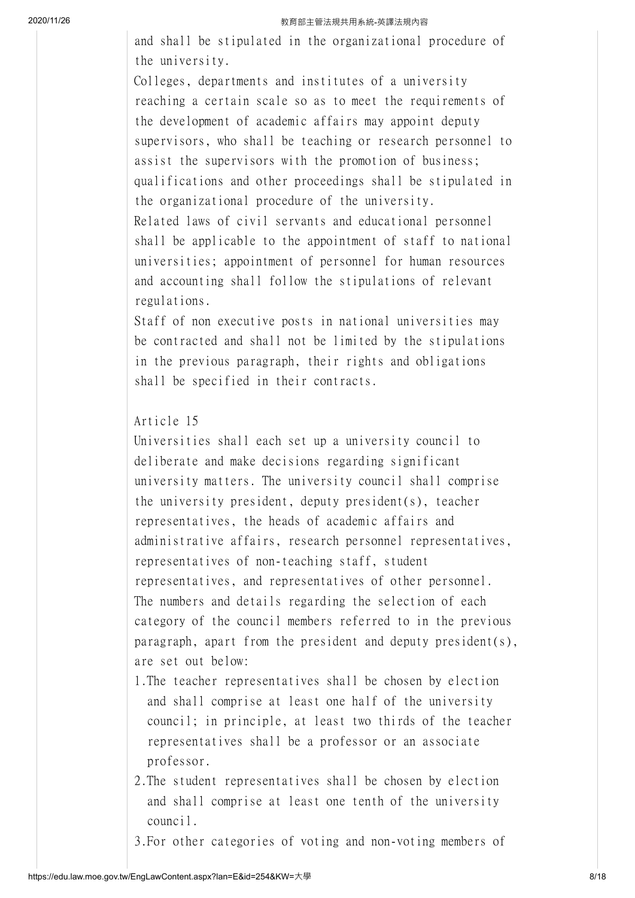and shall be stipulated in the organizational procedure of the university.

Colleges, departments and institutes of a university reaching a certain scale so as to meet the requirements of the development of academic affairs may appoint deputy supervisors, who shall be teaching or research personnel to assist the supervisors with the promotion of business; qualifications and other proceedings shall be stipulated in the organizational procedure of the university.

Related laws of civil servants and educational personnel shall be applicable to the appointment of staff to national universities; appointment of personnel for human resources and accounting shall follow the stipulations of relevant regulations.

Staff of non executive posts in national universities may be contracted and shall not be limited by the stipulations in the previous paragraph, their rights and obligations shall be specified in their contracts.

Article 15

Universities shall each set up a university council to deliberate and make decisions regarding significant university matters. The university council shall comprise the university president, deputy president(s), teacher representatives, the heads of academic affairs and administrative affairs, research personnel representatives, representatives of non-teaching staff, student representatives, and representatives of other personnel.

The numbers and details regarding the selection of each category of the council members referred to in the previous paragraph, apart from the president and deputy president(s), are set out below:

1. The teacher representatives shall be chosen by election and shall comprise at least one half of the university council; in principle, at least two thirds of the teacher representatives shall be a professor or an associate professor.
2. The student representatives shall be chosen by election and shall comprise at least one tenth of the university council.
3. For other categories of voting and non-voting members of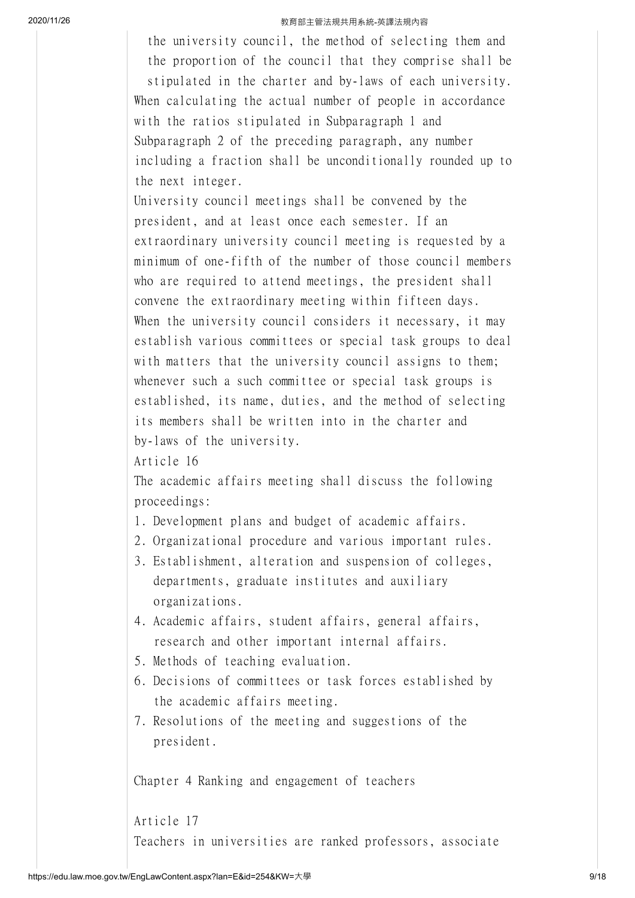the university council, the method of selecting them and the proportion of the council that they comprise shall be stipulated in the charter and by-laws of each university.

When calculating the actual number of people in accordance with the ratios stipulated in Subparagraph 1 and Subparagraph 2 of the preceding paragraph, any number including a fraction shall be unconditionally rounded up to the next integer.

University council meetings shall be convened by the president, and at least once each semester. If an extraordinary university council meeting is requested by a minimum of one-fifth of the number of those council members who are required to attend meetings, the president shall convene the extraordinary meeting within fifteen days.

When the university council considers it necessary, it may establish various committees or special task groups to deal with matters that the university council assigns to them; whenever such a such committee or special task groups is established, its name, duties, and the method of selecting its members shall be written into in the charter and by-laws of the university.

Article 16

The academic affairs meeting shall discuss the following proceedings:

1. Development plans and budget of academic affairs.
2. Organizational procedure and various important rules.
3. Establishment, alteration and suspension of colleges, departments, graduate institutes and auxiliary organizations.
4. Academic affairs, student affairs, general affairs, research and other important internal affairs.
5. Methods of teaching evaluation.
6. Decisions of committees or task forces established by the academic affairs meeting.
7. Resolutions of the meeting and suggestions of the president.

## Chapter 4 Ranking and engagement of teachers

Article 17

Teachers in universities are ranked professors, associate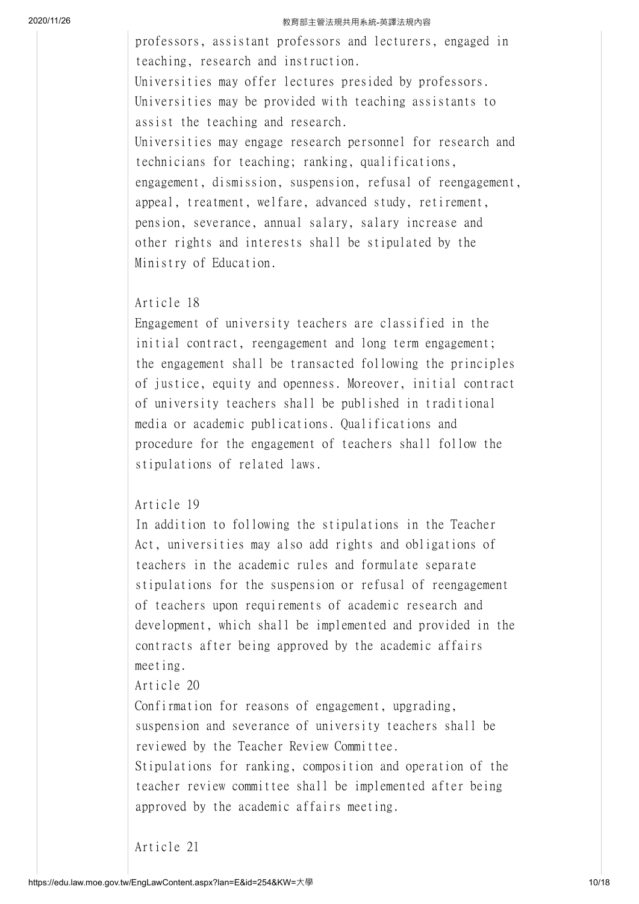professors, assistant professors and lecturers, engaged in teaching, research and instruction.

Universities may offer lectures presided by professors.

Universities may be provided with teaching assistants to assist the teaching and research.

Universities may engage research personnel for research and technicians for teaching; ranking, qualifications, engagement, dismission, suspension, refusal of reengagement, appeal, treatment, welfare, advanced study, retirement, pension, severance, annual salary, salary increase and other rights and interests shall be stipulated by the Ministry of Education.

Article 18

Engagement of university teachers are classified in the initial contract, reengagement and long term engagement; the engagement shall be transacted following the principles of justice, equity and openness. Moreover, initial contract of university teachers shall be published in traditional media or academic publications. Qualifications and procedure for the engagement of teachers shall follow the stipulations of related laws.

Article 19

In addition to following the stipulations in the Teacher Act, universities may also add rights and obligations of teachers in the academic rules and formulate separate stipulations for the suspension or refusal of reengagement of teachers upon requirements of academic research and development, which shall be implemented and provided in the contracts after being approved by the academic affairs meeting.

Article 20

Confirmation for reasons of engagement, upgrading, suspension and severance of university teachers shall be reviewed by the Teacher Review Committee.

Stipulations for ranking, composition and operation of the teacher review committee shall be implemented after being approved by the academic affairs meeting.

Article 21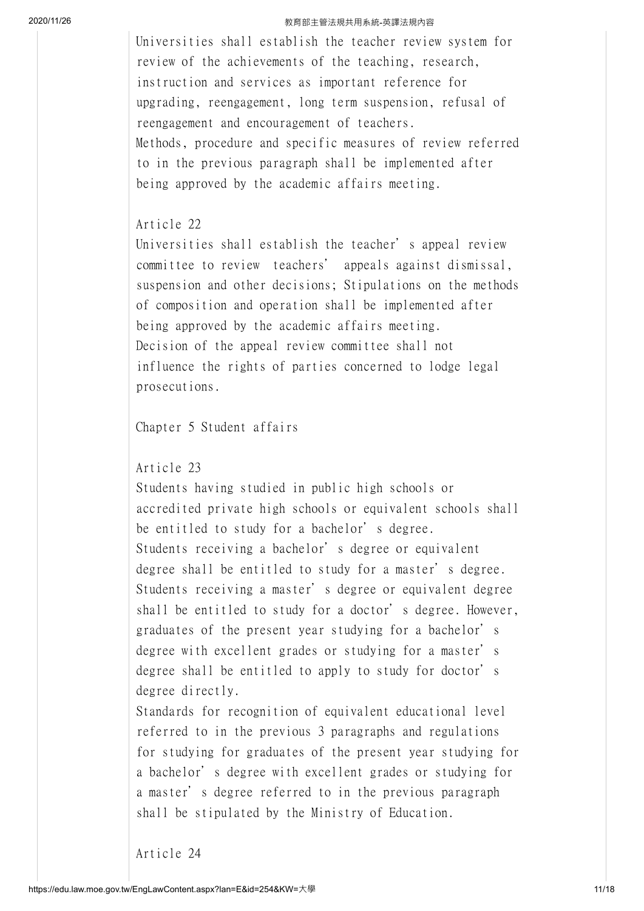Universities shall establish the teacher review system for review of the achievements of the teaching, research, instruction and services as important reference for upgrading, reengagement, long term suspension, refusal of reengagement and encouragement of teachers.

Methods, procedure and specific measures of review referred to in the previous paragraph shall be implemented after being approved by the academic affairs meeting.

Article 22

Universities shall establish the teacher’s appeal review committee to review teachers’ appeals against dismissal, suspension and other decisions; Stipulations on the methods of composition and operation shall be implemented after being approved by the academic affairs meeting.

Decision of the appeal review committee shall not influence the rights of parties concerned to lodge legal prosecutions.

Chapter 5 Student affairs

Article 23

Students having studied in public high schools or accredited private high schools or equivalent schools shall be entitled to study for a bachelor’s degree.

Students receiving a bachelor’s degree or equivalent degree shall be entitled to study for a master’s degree.

Students receiving a master’s degree or equivalent degree shall be entitled to study for a doctor’s degree. However, graduates of the present year studying for a bachelor’s degree with excellent grades or studying for a master’s degree shall be entitled to apply to study for doctor’s degree directly.

Standards for recognition of equivalent educational level referred to in the previous 3 paragraphs and regulations for studying for graduates of the present year studying for a bachelor’s degree with excellent grades or studying for a master’s degree referred to in the previous paragraph shall be stipulated by the Ministry of Education.

Article 24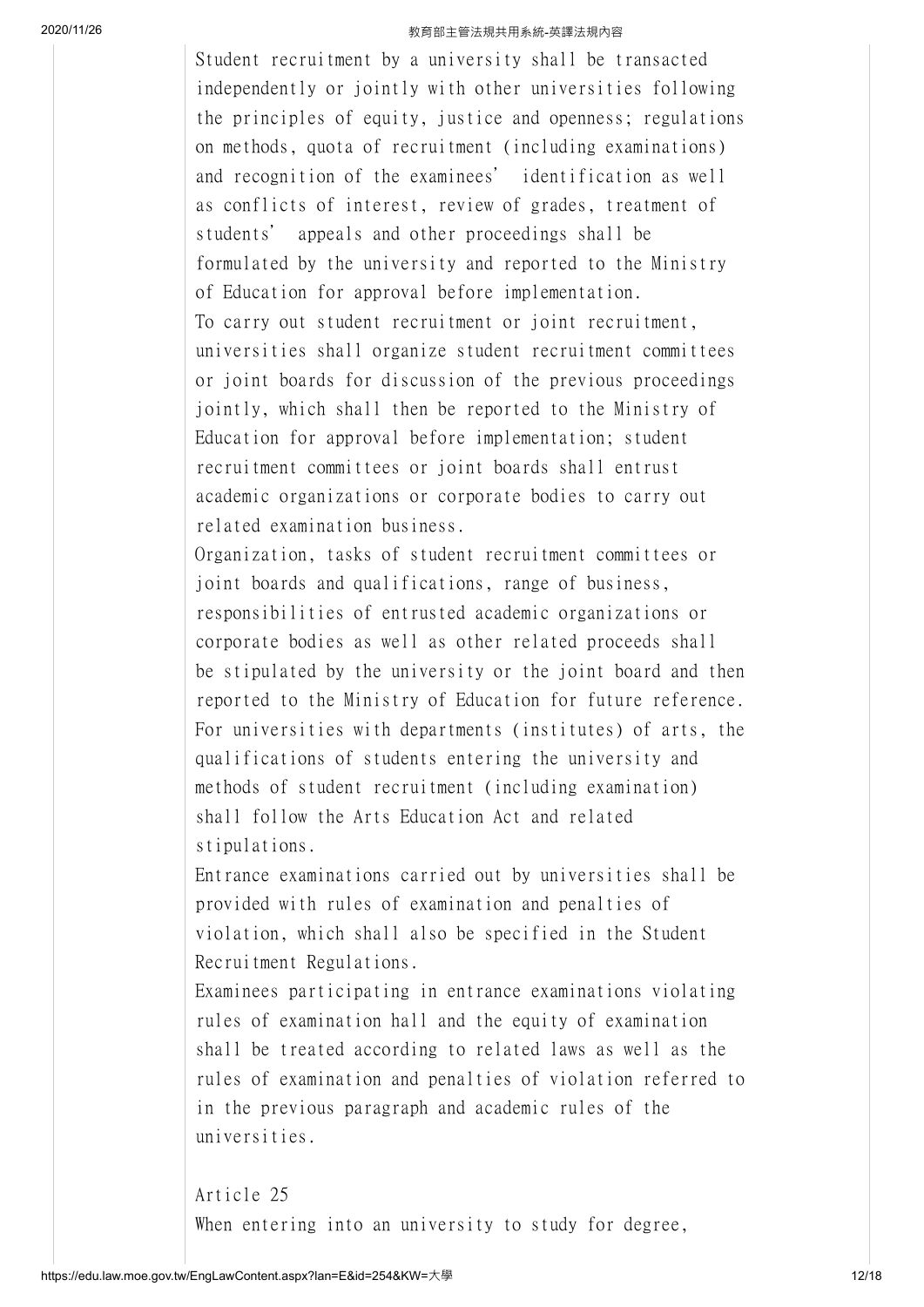Student recruitment by a university shall be transacted independently or jointly with other universities following the principles of equity, justice and openness; regulations on methods, quota of recruitment (including examinations) and recognition of the examinees' identification as well as conflicts of interest, review of grades, treatment of students' appeals and other proceedings shall be formulated by the university and reported to the Ministry of Education for approval before implementation.

To carry out student recruitment or joint recruitment, universities shall organize student recruitment committees or joint boards for discussion of the previous proceedings jointly, which shall then be reported to the Ministry of Education for approval before implementation; student recruitment committees or joint boards shall entrust academic organizations or corporate bodies to carry out related examination business.

Organization, tasks of student recruitment committees or joint boards and qualifications, range of business, responsibilities of entrusted academic organizations or corporate bodies as well as other related proceeds shall be stipulated by the university or the joint board and then reported to the Ministry of Education for future reference.

For universities with departments (institutes) of arts, the qualifications of students entering the university and methods of student recruitment (including examination) shall follow the Arts Education Act and related stipulations.

Entrance examinations carried out by universities shall be provided with rules of examination and penalties of violation, which shall also be specified in the Student Recruitment Regulations.

Examinees participating in entrance examinations violating rules of examination hall and the equity of examination shall be treated according to related laws as well as the rules of examination and penalties of violation referred to in the previous paragraph and academic rules of the universities.

Article 25

When entering into an university to study for degree,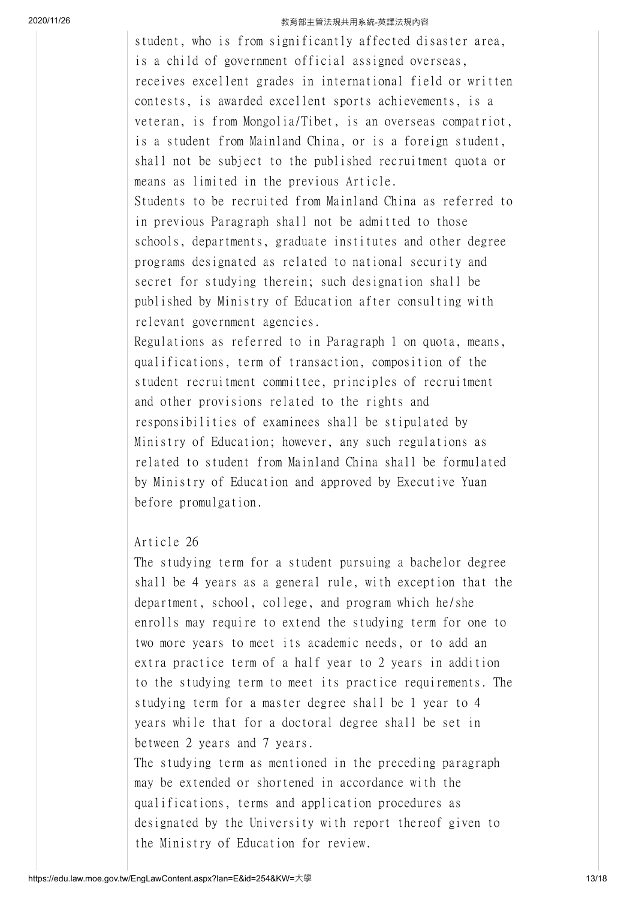student, who is from significantly affected disaster area, is a child of government official assigned overseas, receives excellent grades in international field or written contests, is awarded excellent sports achievements, is a veteran, is from Mongolia/Tibet, is an overseas compatriot, is a student from Mainland China, or is a foreign student, shall not be subject to the published recruitment quota or means as limited in the previous Article.

Students to be recruited from Mainland China as referred to in previous Paragraph shall not be admitted to those schools, departments, graduate institutes and other degree programs designated as related to national security and secret for studying therein; such designation shall be published by Ministry of Education after consulting with relevant government agencies.

Regulations as referred to in Paragraph 1 on quota, means, qualifications, term of transaction, composition of the student recruitment committee, principles of recruitment and other provisions related to the rights and responsibilities of examinees shall be stipulated by Ministry of Education; however, any such regulations as related to student from Mainland China shall be formulated by Ministry of Education and approved by Executive Yuan before promulgation.

## Article 26

The studying term for a student pursuing a bachelor degree shall be 4 years as a general rule, with exception that the department, school, college, and program which he/she enrolls may require to extend the studying term for one to two more years to meet its academic needs, or to add an extra practice term of a half year to 2 years in addition to the studying term to meet its practice requirements. The studying term for a master degree shall be 1 year to 4 years while that for a doctoral degree shall be set in between 2 years and 7 years.

The studying term as mentioned in the preceding paragraph may be extended or shortened in accordance with the qualifications, terms and application procedures as designated by the University with report thereof given to the Ministry of Education for review.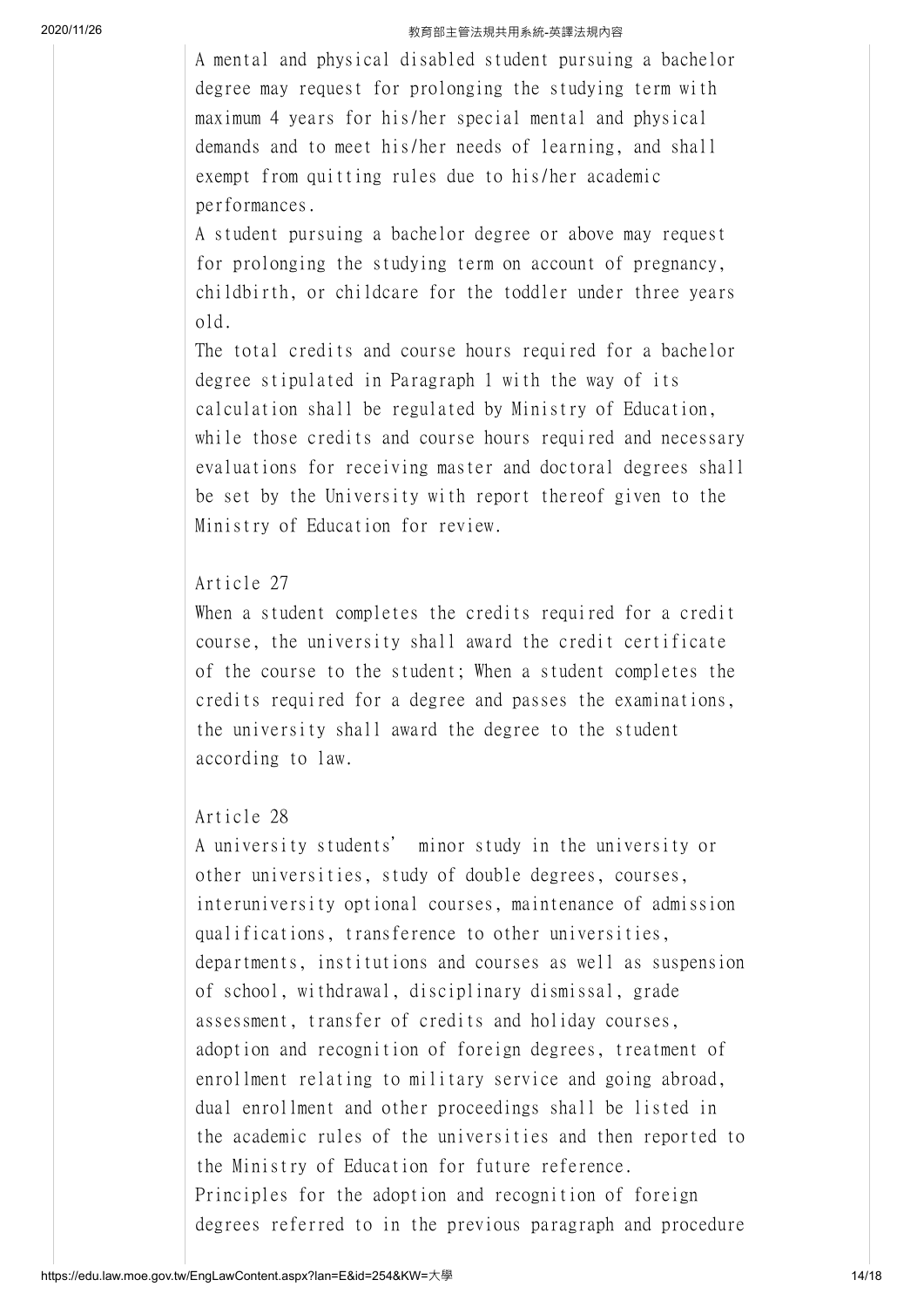A mental and physical disabled student pursuing a bachelor degree may request for prolonging the studying term with maximum 4 years for his/her special mental and physical demands and to meet his/her needs of learning, and shall exempt from quitting rules due to his/her academic performances.

A student pursuing a bachelor degree or above may request for prolonging the studying term on account of pregnancy, childbirth, or childcare for the toddler under three years old.

The total credits and course hours required for a bachelor degree stipulated in Paragraph 1 with the way of its calculation shall be regulated by Ministry of Education, while those credits and course hours required and necessary evaluations for receiving master and doctoral degrees shall be set by the University with report thereof given to the Ministry of Education for review.

Article 27

When a student completes the credits required for a credit course, the university shall award the credit certificate of the course to the student; When a student completes the credits required for a degree and passes the examinations, the university shall award the degree to the student according to law.

Article 28

A university students' minor study in the university or other universities, study of double degrees, courses, interuniversity optional courses, maintenance of admission qualifications, transference to other universities, departments, institutions and courses as well as suspension of school, withdrawal, disciplinary dismissal, grade assessment, transfer of credits and holiday courses, adoption and recognition of foreign degrees, treatment of enrollment relating to military service and going abroad, dual enrollment and other proceedings shall be listed in the academic rules of the universities and then reported to the Ministry of Education for future reference.

Principles for the adoption and recognition of foreign degrees referred to in the previous paragraph and procedure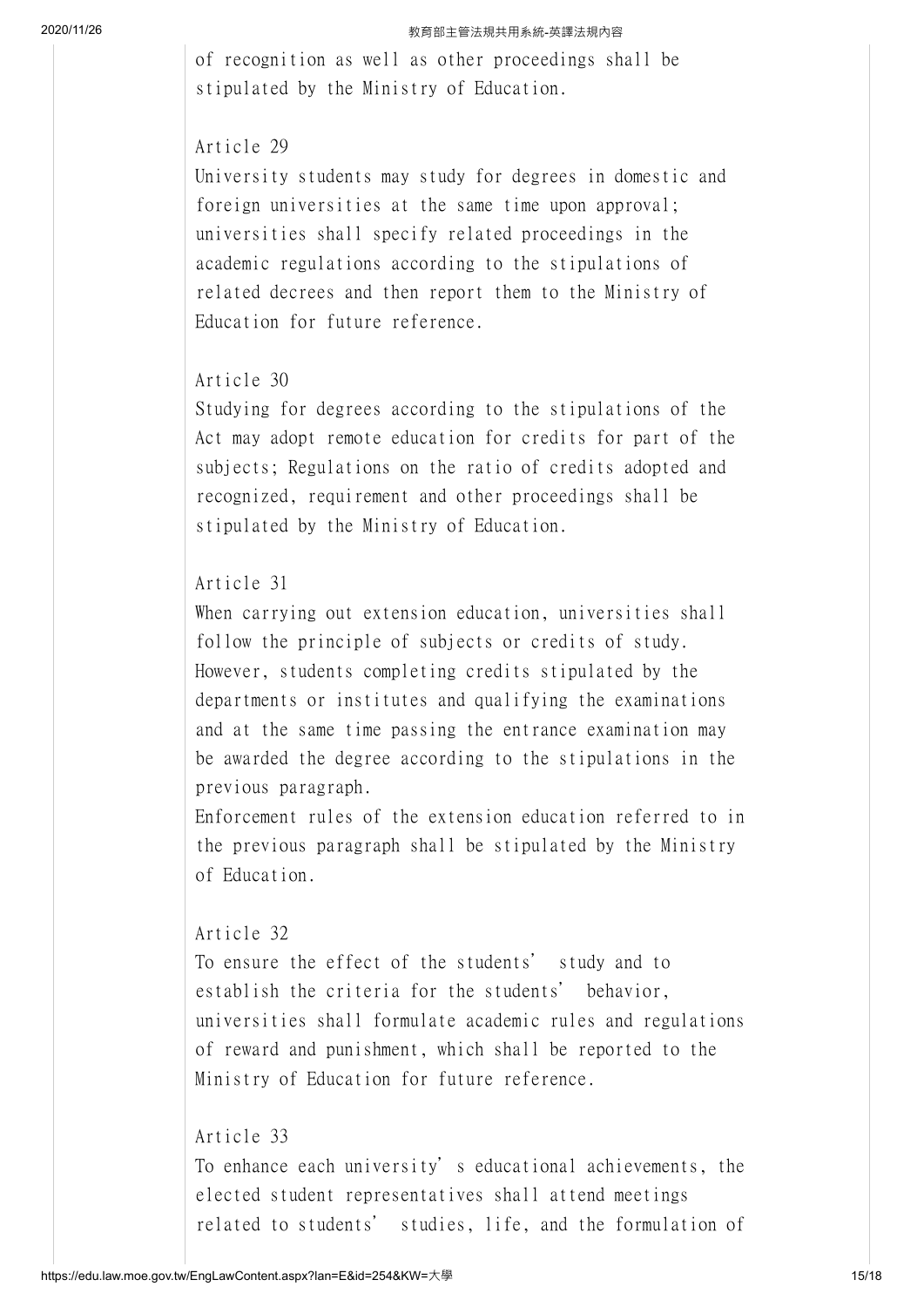of recognition as well as other proceedings shall be stipulated by the Ministry of Education.

Article 29

University students may study for degrees in domestic and foreign universities at the same time upon approval; universities shall specify related proceedings in the academic regulations according to the stipulations of related decrees and then report them to the Ministry of Education for future reference.

Article 30

Studying for degrees according to the stipulations of the Act may adopt remote education for credits for part of the subjects; Regulations on the ratio of credits adopted and recognized, requirement and other proceedings shall be stipulated by the Ministry of Education.

Article 31

When carrying out extension education, universities shall follow the principle of subjects or credits of study. However, students completing credits stipulated by the departments or institutes and qualifying the examinations and at the same time passing the entrance examination may be awarded the degree according to the stipulations in the previous paragraph.

Enforcement rules of the extension education referred to in the previous paragraph shall be stipulated by the Ministry of Education.

Article 32

To ensure the effect of the students' study and to establish the criteria for the students' behavior, universities shall formulate academic rules and regulations of reward and punishment, which shall be reported to the Ministry of Education for future reference.

Article 33

To enhance each university's educational achievements, the elected student representatives shall attend meetings related to students' studies, life, and the formulation of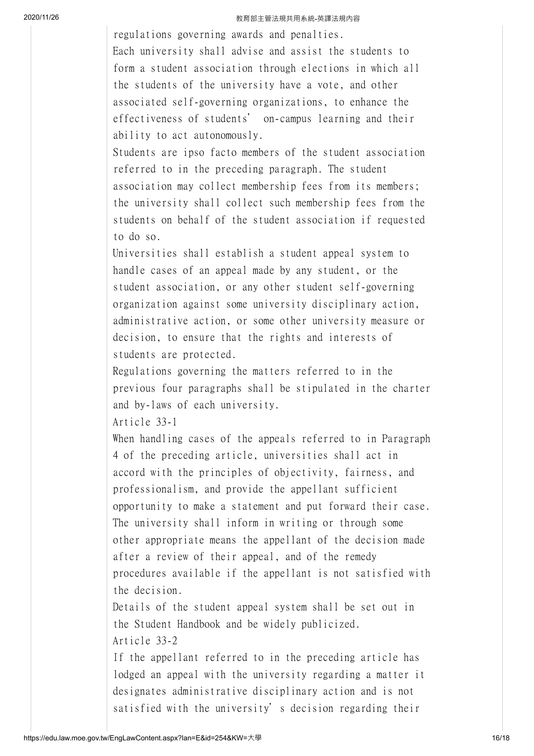regulations governing awards and penalties.

Each university shall advise and assist the students to form a student association through elections in which all the students of the university have a vote, and other associated self-governing organizations, to enhance the effectiveness of students' on-campus learning and their ability to act autonomously.

Students are ipso facto members of the student association referred to in the preceding paragraph. The student association may collect membership fees from its members; the university shall collect such membership fees from the students on behalf of the student association if requested to do so.

Universities shall establish a student appeal system to handle cases of an appeal made by any student, or the student association, or any other student self-governing organization against some university disciplinary action, administrative action, or some other university measure or decision, to ensure that the rights and interests of students are protected.

Regulations governing the matters referred to in the previous four paragraphs shall be stipulated in the charter and by-laws of each university.

Article 33-1

When handling cases of the appeals referred to in Paragraph 4 of the preceding article, universities shall act in accord with the principles of objectivity, fairness, and professionalism, and provide the appellant sufficient opportunity to make a statement and put forward their case. The university shall inform in writing or through some other appropriate means the appellant of the decision made after a review of their appeal, and of the remedy procedures available if the appellant is not satisfied with the decision.

Details of the student appeal system shall be set out in the Student Handbook and be widely publicized.

Article 33-2

If the appellant referred to in the preceding article has lodged an appeal with the university regarding a matter it designates administrative disciplinary action and is not satisfied with the university's decision regarding their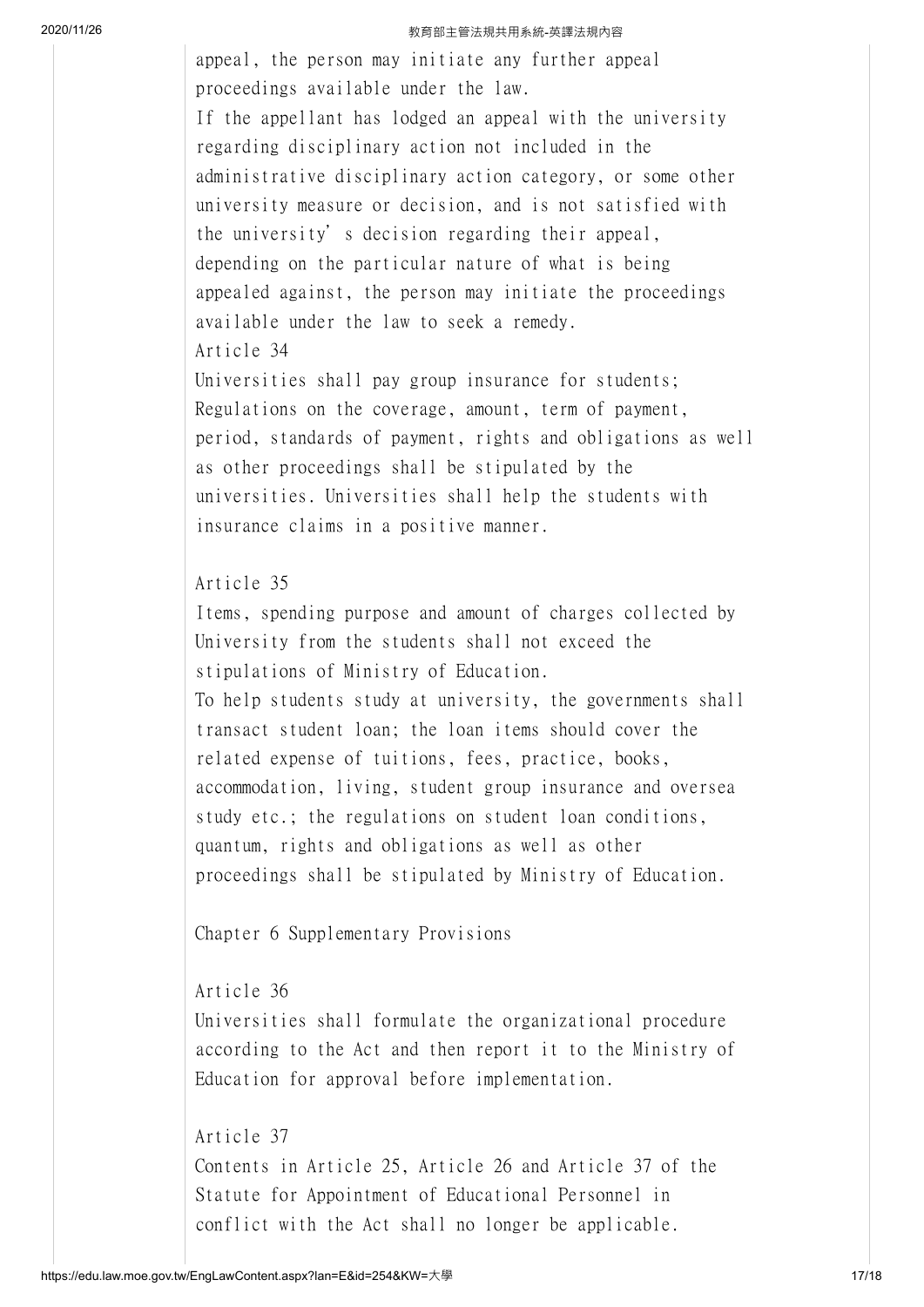appeal, the person may initiate any further appeal proceedings available under the law.

If the appellant has lodged an appeal with the university regarding disciplinary action not included in the administrative disciplinary action category, or some other university measure or decision, and is not satisfied with the university' s decision regarding their appeal, depending on the particular nature of what is being appealed against, the person may initiate the proceedings available under the law to seek a remedy.

Article 34

Universities shall pay group insurance for students; Regulations on the coverage, amount, term of payment, period, standards of payment, rights and obligations as well as other proceedings shall be stipulated by the universities. Universities shall help the students with insurance claims in a positive manner.

Article 35

Items, spending purpose and amount of charges collected by University from the students shall not exceed the stipulations of Ministry of Education.

To help students study at university, the governments shall transact student loan; the loan items should cover the related expense of tuitions, fees, practice, books, accommodation, living, student group insurance and oversea study etc.; the regulations on student loan conditions, quantum, rights and obligations as well as other proceedings shall be stipulated by Ministry of Education.

Chapter 6 Supplementary Provisions

Article 36

Universities shall formulate the organizational procedure according to the Act and then report it to the Ministry of Education for approval before implementation.

Article 37

Contents in Article 25, Article 26 and Article 37 of the Statute for Appointment of Educational Personnel in conflict with the Act shall no longer be applicable.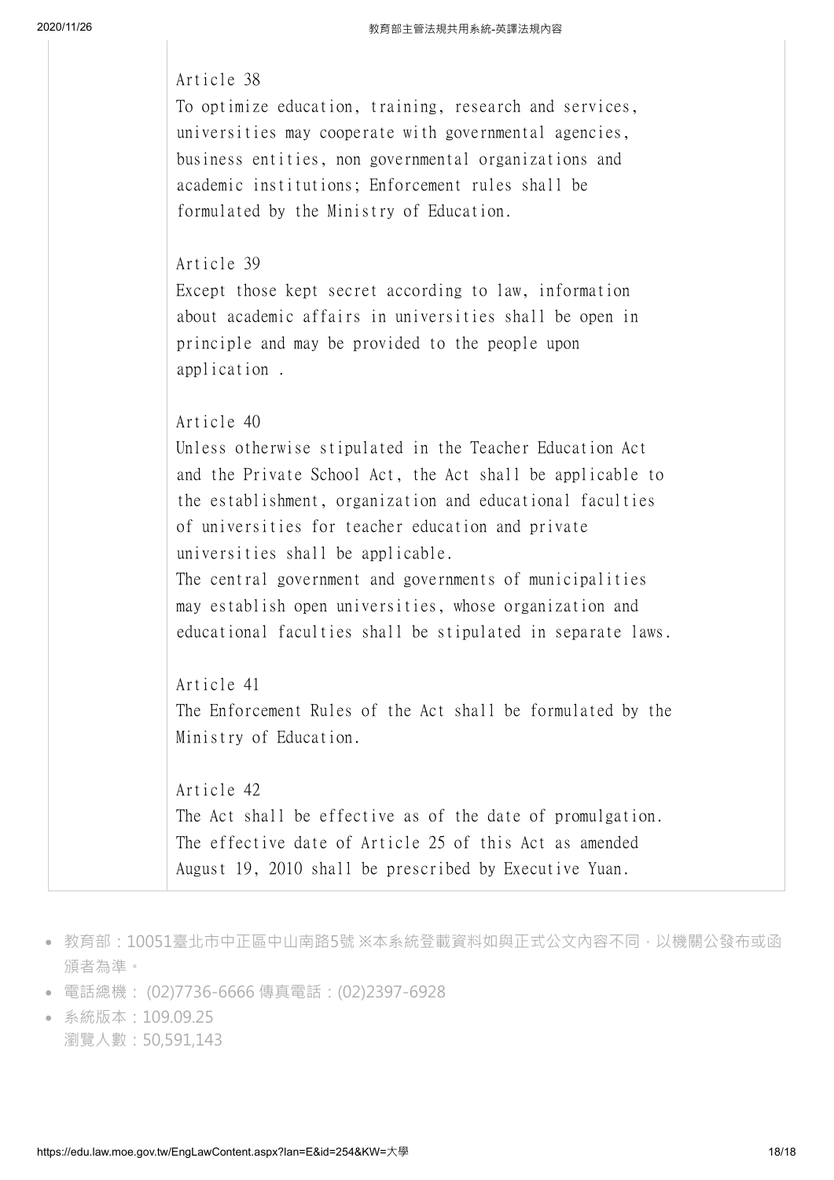Article 38

To optimize education, training, research and services, universities may cooperate with governmental agencies, business entities, non governmental organizations and academic institutions; Enforcement rules shall be formulated by the Ministry of Education.

Article 39

Except those kept secret according to law, information about academic affairs in universities shall be open in principle and may be provided to the people upon application .

Article 40

Unless otherwise stipulated in the Teacher Education Act and the Private School Act, the Act shall be applicable to the establishment, organization and educational faculties of universities for teacher education and private universities shall be applicable.

The central government and governments of municipalities may establish open universities, whose organization and educational faculties shall be stipulated in separate laws.

Article 41

The Enforcement Rules of the Act shall be formulated by the Ministry of Education.

Article 42

The Act shall be effective as of the date of promulgation. The effective date of Article 25 of this Act as amended August 19, 2010 shall be prescribed by Executive Yuan.

- 教育部：10051臺北市中正區中山南路5號 ※本系統登載資料如與正式公文內容不同，以機關公發布或函頒者為準。
- 電話總機： (02)7736-6666 傳真電話：(02)2397-6928
- 系統版本：109.09.25
  瀏覽人數：50,591,143